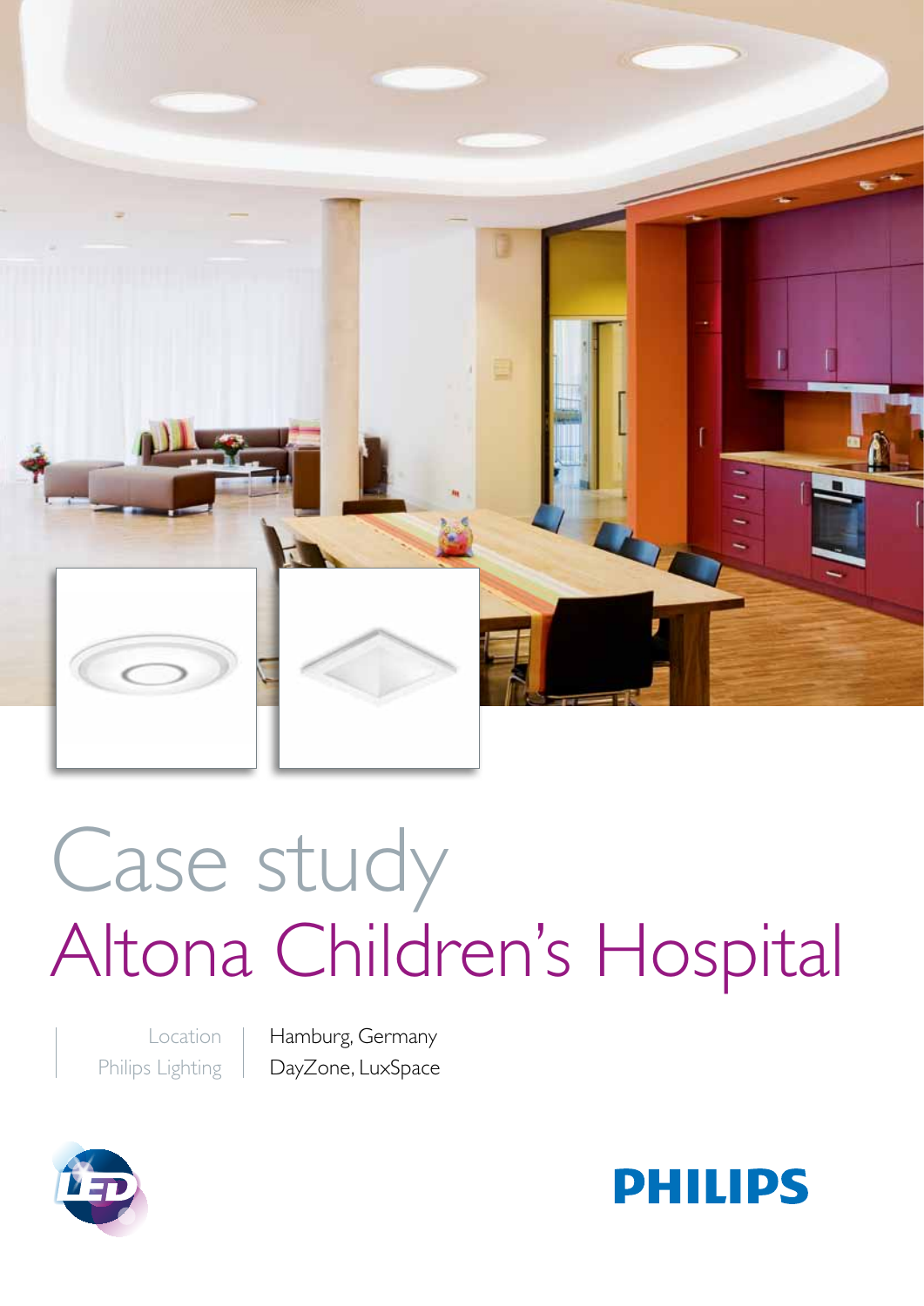# Case study
# Altona Children's Hospital

| | |
|---|---|
| Location | Hamburg, Germany |
| Philips Lighting | DayZone, LuxSpace |

PHILIPS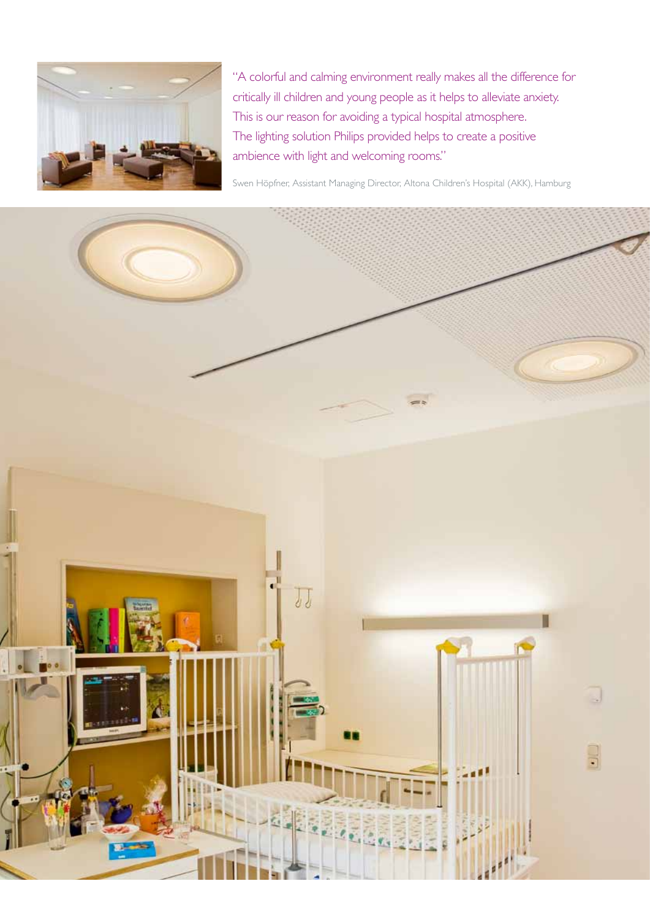"A colorful and calming environment really makes all the difference for critically ill children and young people as it helps to alleviate anxiety. This is our reason for avoiding a typical hospital atmosphere. The lighting solution Philips provided helps to create a positive ambience with light and welcoming rooms."

Swen Höpfner, Assistant Managing Director, Altona Children's Hospital (AKK), Hamburg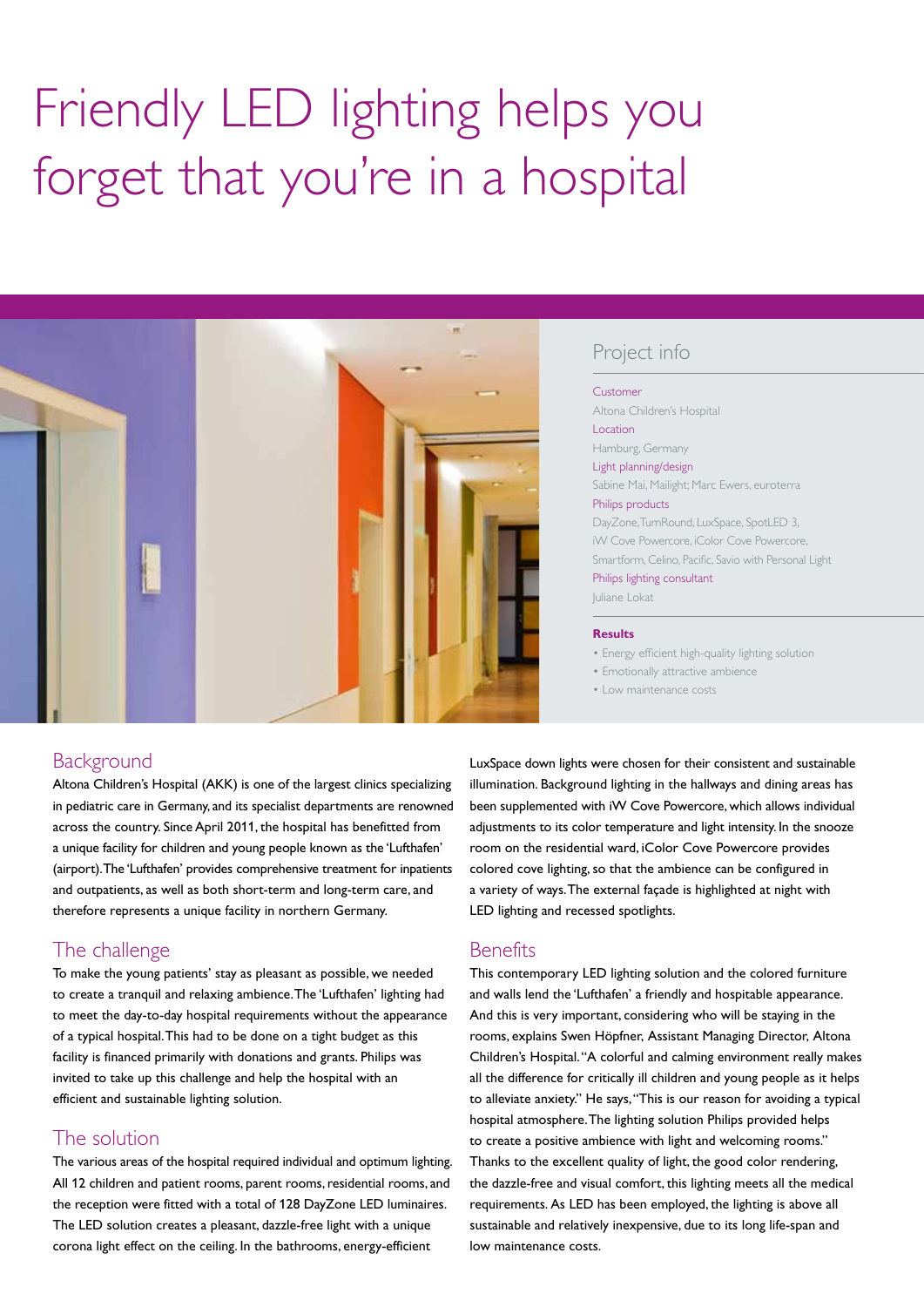# Friendly LED lighting helps you forget that you're in a hospital

## Project info

**Customer**
Altona Children's Hospital

**Location**
Hamburg, Germany

**Light planning/design**
Sabine Mai, Mailight; Marc Ewers, euroterra

**Philips products**
DayZone, TurnRound, LuxSpace, SpotLED 3, iW Cove Powercore, iColor Cove Powercore, Smartform, Celino, Pacific, Savio with Personal Light

**Philips lighting consultant**
Juliane Lokat

**Results**

- Energy efficient high-quality lighting solution
- Emotionally attractive ambience
- Low maintenance costs

## Background

Altona Children's Hospital (AKK) is one of the largest clinics specializing in pediatric care in Germany, and its specialist departments are renowned across the country. Since April 2011, the hospital has benefitted from a unique facility for children and young people known as the 'Lufthafen' (airport). The 'Lufthafen' provides comprehensive treatment for inpatients and outpatients, as well as both short-term and long-term care, and therefore represents a unique facility in northern Germany.

## The challenge

To make the young patients' stay as pleasant as possible, we needed to create a tranquil and relaxing ambience. The 'Lufthafen' lighting had to meet the day-to-day hospital requirements without the appearance of a typical hospital. This had to be done on a tight budget as this facility is financed primarily with donations and grants. Philips was invited to take up this challenge and help the hospital with an efficient and sustainable lighting solution.

## The solution

The various areas of the hospital required individual and optimum lighting. All 12 children and patient rooms, parent rooms, residential rooms, and the reception were fitted with a total of 128 DayZone LED luminaires. The LED solution creates a pleasant, dazzle-free light with a unique corona light effect on the ceiling. In the bathrooms, energy-efficient LuxSpace down lights were chosen for their consistent and sustainable illumination. Background lighting in the hallways and dining areas has been supplemented with iW Cove Powercore, which allows individual adjustments to its color temperature and light intensity. In the snooze room on the residential ward, iColor Cove Powercore provides colored cove lighting, so that the ambience can be configured in a variety of ways. The external façade is highlighted at night with LED lighting and recessed spotlights.

## Benefits

This contemporary LED lighting solution and the colored furniture and walls lend the 'Lufthafen' a friendly and hospitable appearance. And this is very important, considering who will be staying in the rooms, explains Swen Höpfner, Assistant Managing Director, Altona Children's Hospital. "A colorful and calming environment really makes all the difference for critically ill children and young people as it helps to alleviate anxiety." He says, "This is our reason for avoiding a typical hospital atmosphere. The lighting solution Philips provided helps to create a positive ambience with light and welcoming rooms." Thanks to the excellent quality of light, the good color rendering, the dazzle-free and visual comfort, this lighting meets all the medical requirements. As LED has been employed, the lighting is above all sustainable and relatively inexpensive, due to its long life-span and low maintenance costs.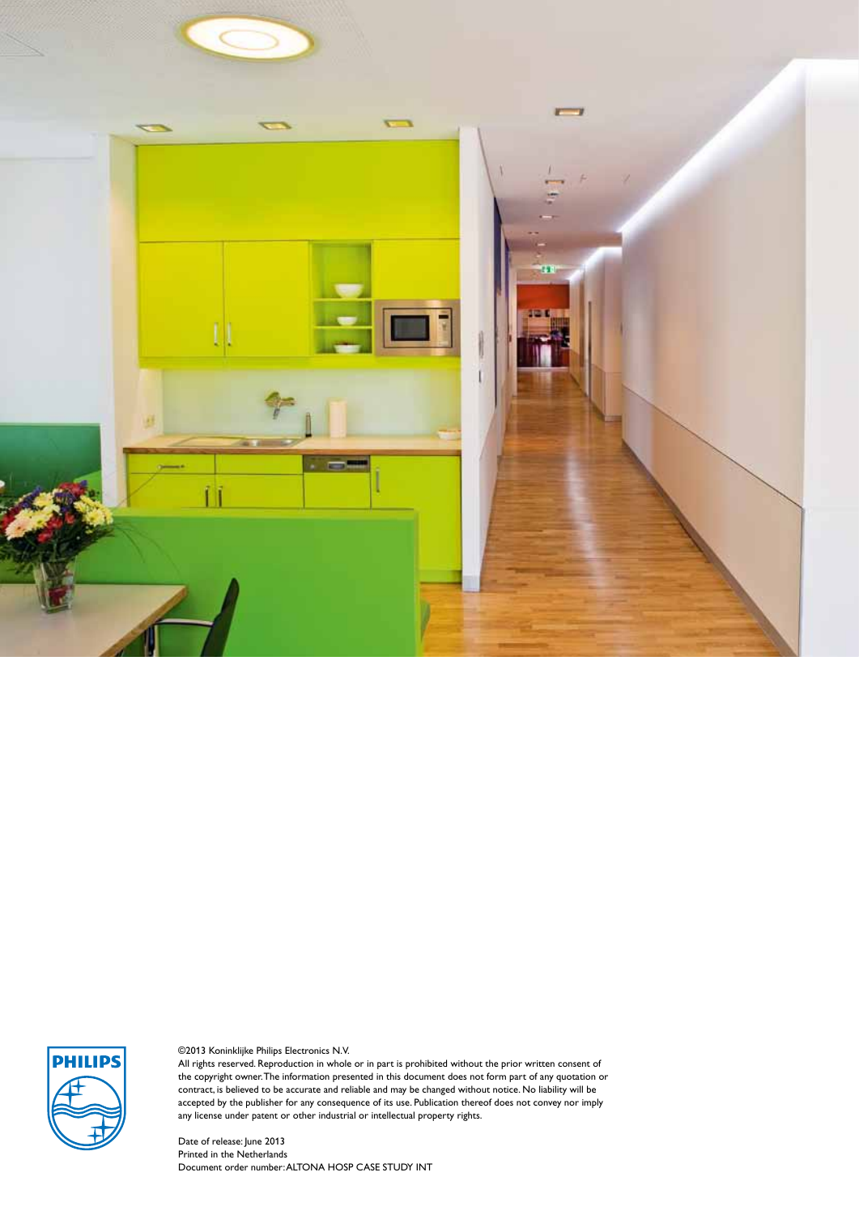©2013 Koninklijke Philips Electronics N.V.
All rights reserved. Reproduction in whole or in part is prohibited without the prior written consent of the copyright owner. The information presented in this document does not form part of any quotation or contract, is believed to be accurate and reliable and may be changed without notice. No liability will be accepted by the publisher for any consequence of its use. Publication thereof does not convey nor imply any license under patent or other industrial or intellectual property rights.

Date of release: June 2013
Printed in the Netherlands
Document order number: ALTONA HOSP CASE STUDY INT